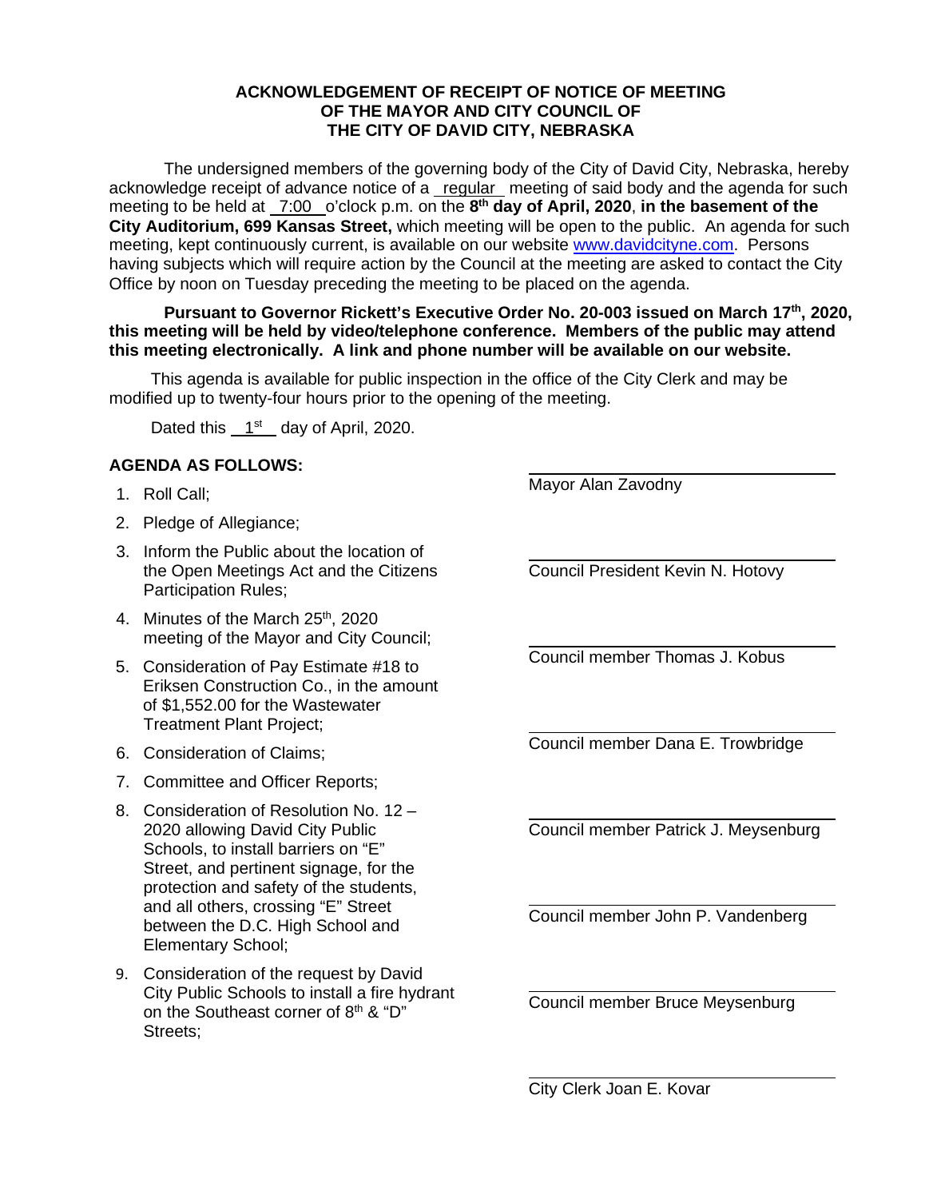**ACKNOWLEDGEMENT OF RECEIPT OF NOTICE OF MEETING OF THE MAYOR AND CITY COUNCIL OF THE CITY OF DAVID CITY, NEBRASKA**

The undersigned members of the governing body of the City of David City, Nebraska, hereby acknowledge receipt of advance notice of a regular meeting of said body and the agenda for such meeting to be held at 7:00 o'clock p.m. on the **8th day of April, 2020**, **in the basement of the City Auditorium, 699 Kansas Street,** which meeting will be open to the public. An agenda for such meeting, kept continuously current, is available on our website www.davidcityne.com. Persons having subjects which will require action by the Council at the meeting are asked to contact the City Office by noon on Tuesday preceding the meeting to be placed on the agenda.

**Pursuant to Governor Rickett's Executive Order No. 20-003 issued on March 17th, 2020, this meeting will be held by video/telephone conference. Members of the public may attend this meeting electronically. A link and phone number will be available on our website.**

This agenda is available for public inspection in the office of the City Clerk and may be modified up to twenty-four hours prior to the opening of the meeting.

Dated this 1st day of April, 2020.

**AGENDA AS FOLLOWS:**

1. Roll Call;
2. Pledge of Allegiance;
3. Inform the Public about the location of the Open Meetings Act and the Citizens Participation Rules;
4. Minutes of the March 25th, 2020 meeting of the Mayor and City Council;
5. Consideration of Pay Estimate #18 to Eriksen Construction Co., in the amount of $1,552.00 for the Wastewater Treatment Plant Project;
6. Consideration of Claims;
7. Committee and Officer Reports;
8. Consideration of Resolution No. 12 – 2020 allowing David City Public Schools, to install barriers on "E" Street, and pertinent signage, for the protection and safety of the students, and all others, crossing "E" Street between the D.C. High School and Elementary School;
9. Consideration of the request by David City Public Schools to install a fire hydrant on the Southeast corner of 8th & "D" Streets;

\_\_\_\_\_\_\_\_\_\_\_\_\_\_\_\_\_\_\_\_\_\_\_\_\_\_\_\_
Mayor Alan Zavodny

\_\_\_\_\_\_\_\_\_\_\_\_\_\_\_\_\_\_\_\_\_\_\_\_\_\_\_\_
Council President Kevin N. Hotovy

\_\_\_\_\_\_\_\_\_\_\_\_\_\_\_\_\_\_\_\_\_\_\_\_\_\_\_\_
Council member Thomas J. Kobus

\_\_\_\_\_\_\_\_\_\_\_\_\_\_\_\_\_\_\_\_\_\_\_\_\_\_\_\_
Council member Dana E. Trowbridge

\_\_\_\_\_\_\_\_\_\_\_\_\_\_\_\_\_\_\_\_\_\_\_\_\_\_\_\_
Council member Patrick J. Meysenburg

\_\_\_\_\_\_\_\_\_\_\_\_\_\_\_\_\_\_\_\_\_\_\_\_\_\_\_\_
Council member John P. Vandenberg

\_\_\_\_\_\_\_\_\_\_\_\_\_\_\_\_\_\_\_\_\_\_\_\_\_\_\_\_
Council member Bruce Meysenburg

\_\_\_\_\_\_\_\_\_\_\_\_\_\_\_\_\_\_\_\_\_\_\_\_\_\_\_\_
City Clerk Joan E. Kovar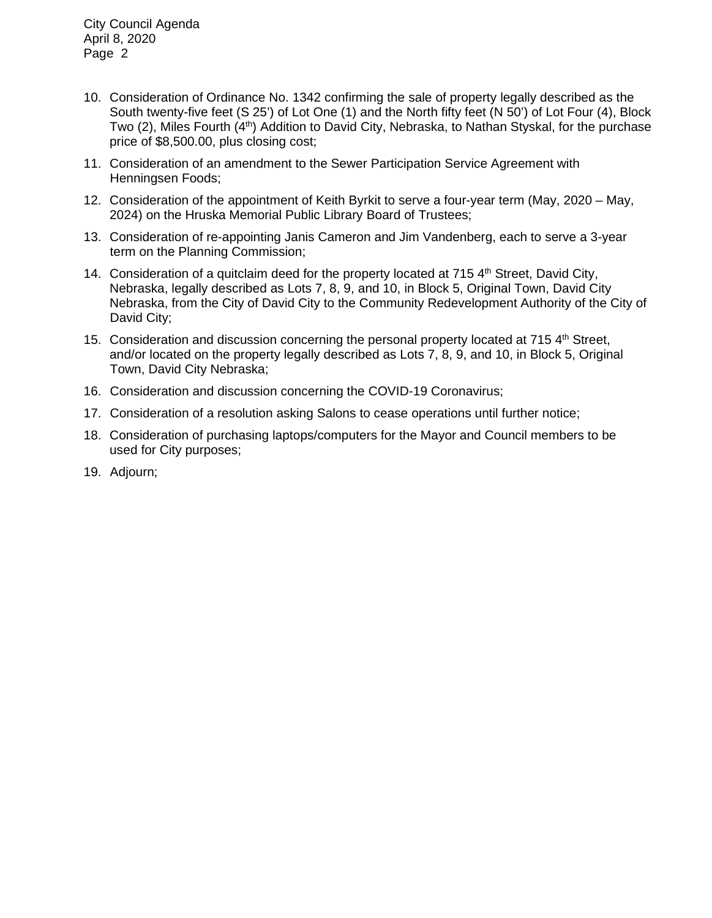10. Consideration of Ordinance No. 1342 confirming the sale of property legally described as the South twenty-five feet (S 25') of Lot One (1) and the North fifty feet (N 50') of Lot Four (4), Block Two (2), Miles Fourth (4th) Addition to David City, Nebraska, to Nathan Styskal, for the purchase price of $8,500.00, plus closing cost;

11. Consideration of an amendment to the Sewer Participation Service Agreement with Henningsen Foods;

12. Consideration of the appointment of Keith Byrkit to serve a four-year term (May, 2020 – May, 2024) on the Hruska Memorial Public Library Board of Trustees;

13. Consideration of re-appointing Janis Cameron and Jim Vandenberg, each to serve a 3-year term on the Planning Commission;

14. Consideration of a quitclaim deed for the property located at 715 4th Street, David City, Nebraska, legally described as Lots 7, 8, 9, and 10, in Block 5, Original Town, David City Nebraska, from the City of David City to the Community Redevelopment Authority of the City of David City;

15. Consideration and discussion concerning the personal property located at 715 4th Street, and/or located on the property legally described as Lots 7, 8, 9, and 10, in Block 5, Original Town, David City Nebraska;

16. Consideration and discussion concerning the COVID-19 Coronavirus;

17. Consideration of a resolution asking Salons to cease operations until further notice;

18. Consideration of purchasing laptops/computers for the Mayor and Council members to be used for City purposes;

19. Adjourn;